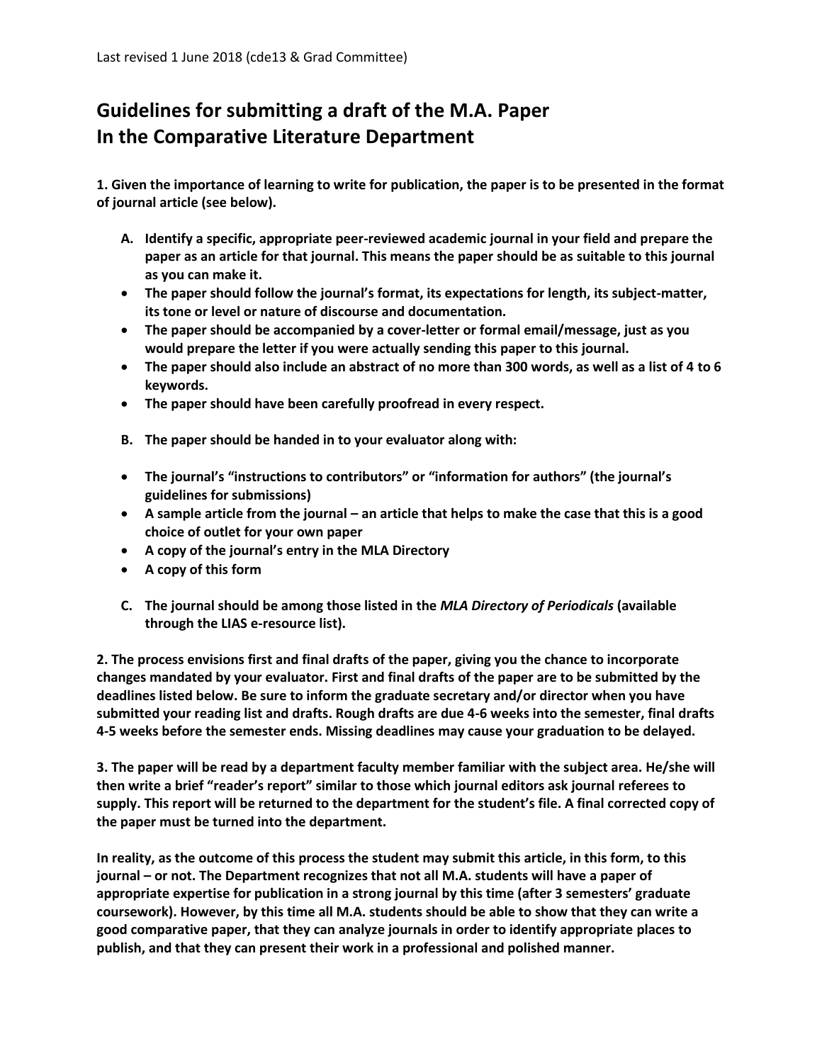Last revised 1 June 2018 (cde13 & Grad Committee)

# Guidelines for submitting a draft of the M.A. Paper In the Comparative Literature Department

**1. Given the importance of learning to write for publication, the paper is to be presented in the format of journal article (see below).**

**A. Identify a specific, appropriate peer-reviewed academic journal in your field and prepare the paper as an article for that journal. This means the paper should be as suitable to this journal as you can make it.**

- **The paper should follow the journal's format, its expectations for length, its subject-matter, its tone or level or nature of discourse and documentation.**
- **The paper should be accompanied by a cover-letter or formal email/message, just as you would prepare the letter if you were actually sending this paper to this journal.**
- **The paper should also include an abstract of no more than 300 words, as well as a list of 4 to 6 keywords.**
- **The paper should have been carefully proofread in every respect.**

**B. The paper should be handed in to your evaluator along with:**

- **The journal's "instructions to contributors" or "information for authors" (the journal's guidelines for submissions)**
- **A sample article from the journal – an article that helps to make the case that this is a good choice of outlet for your own paper**
- **A copy of the journal's entry in the MLA Directory**
- **A copy of this form**

**C. The journal should be among those listed in the *MLA Directory of Periodicals* (available through the LIAS e-resource list).**

**2. The process envisions first and final drafts of the paper, giving you the chance to incorporate changes mandated by your evaluator. First and final drafts of the paper are to be submitted by the deadlines listed below. Be sure to inform the graduate secretary and/or director when you have submitted your reading list and drafts. Rough drafts are due 4-6 weeks into the semester, final drafts 4-5 weeks before the semester ends. Missing deadlines may cause your graduation to be delayed.**

**3. The paper will be read by a department faculty member familiar with the subject area. He/she will then write a brief "reader's report" similar to those which journal editors ask journal referees to supply. This report will be returned to the department for the student's file. A final corrected copy of the paper must be turned into the department.**

**In reality, as the outcome of this process the student may submit this article, in this form, to this journal – or not. The Department recognizes that not all M.A. students will have a paper of appropriate expertise for publication in a strong journal by this time (after 3 semesters' graduate coursework). However, by this time all M.A. students should be able to show that they can write a good comparative paper, that they can analyze journals in order to identify appropriate places to publish, and that they can present their work in a professional and polished manner.**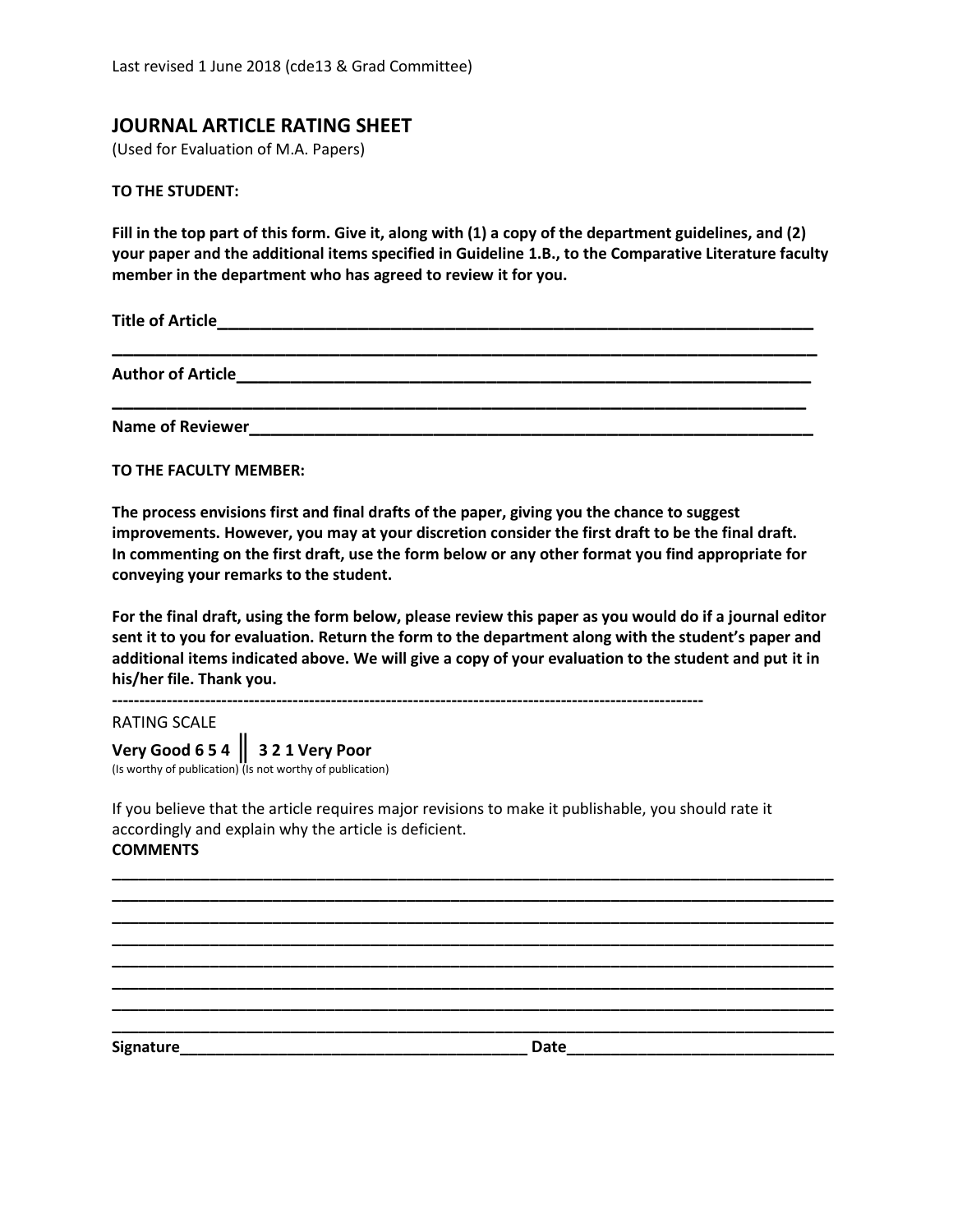Last revised 1 June 2018 (cde13 & Grad Committee)

## JOURNAL ARTICLE RATING SHEET

(Used for Evaluation of M.A. Papers)

**TO THE STUDENT:**

**Fill in the top part of this form. Give it, along with (1) a copy of the department guidelines, and (2) your paper and the additional items specified in Guideline 1.B., to the Comparative Literature faculty member in the department who has agreed to review it for you.**

**Title of Article**\_\_\_\_\_\_\_\_\_\_\_\_\_\_\_\_\_\_\_\_\_\_\_\_\_\_\_\_\_\_\_\_\_\_\_\_\_\_\_\_\_\_\_\_\_\_\_\_\_\_\_\_\_\_\_\_\_\_\_\_\_\_\_\_\_\_

\_\_\_\_\_\_\_\_\_\_\_\_\_\_\_\_\_\_\_\_\_\_\_\_\_\_\_\_\_\_\_\_\_\_\_\_\_\_\_\_\_\_\_\_\_\_\_\_\_\_\_\_\_\_\_\_\_\_\_\_\_\_\_\_\_\_\_\_\_\_\_\_\_\_\_\_\_\_\_\_

**Author of Article**\_\_\_\_\_\_\_\_\_\_\_\_\_\_\_\_\_\_\_\_\_\_\_\_\_\_\_\_\_\_\_\_\_\_\_\_\_\_\_\_\_\_\_\_\_\_\_\_\_\_\_\_\_\_\_\_\_\_\_\_\_\_\_\_

\_\_\_\_\_\_\_\_\_\_\_\_\_\_\_\_\_\_\_\_\_\_\_\_\_\_\_\_\_\_\_\_\_\_\_\_\_\_\_\_\_\_\_\_\_\_\_\_\_\_\_\_\_\_\_\_\_\_\_\_\_\_\_\_\_\_\_\_\_\_\_\_\_\_\_\_\_\_\_

**Name of Reviewer**\_\_\_\_\_\_\_\_\_\_\_\_\_\_\_\_\_\_\_\_\_\_\_\_\_\_\_\_\_\_\_\_\_\_\_\_\_\_\_\_\_\_\_\_\_\_\_\_\_\_\_\_\_\_\_\_\_\_\_\_\_\_\_

**TO THE FACULTY MEMBER:**

**The process envisions first and final drafts of the paper, giving you the chance to suggest improvements. However, you may at your discretion consider the first draft to be the final draft. In commenting on the first draft, use the form below or any other format you find appropriate for conveying your remarks to the student.**

**For the final draft, using the form below, please review this paper as you would do if a journal editor sent it to you for evaluation. Return the form to the department along with the student's paper and additional items indicated above. We will give a copy of your evaluation to the student and put it in his/her file. Thank you.**

------------------------------------------------------------------------------------------------------------

RATING SCALE

**Very Good 6 5 4 ‖ 3 2 1 Very Poor**
(Is worthy of publication) (Is not worthy of publication)

If you believe that the article requires major revisions to make it publishable, you should rate it accordingly and explain why the article is deficient.

**COMMENTS**

\_\_\_\_\_\_\_\_\_\_\_\_\_\_\_\_\_\_\_\_\_\_\_\_\_\_\_\_\_\_\_\_\_\_\_\_\_\_\_\_\_\_\_\_\_\_\_\_\_\_\_\_\_\_\_\_\_\_\_\_\_\_\_\_\_\_\_\_\_\_\_\_\_\_\_\_\_\_\_\_\_\_

\_\_\_\_\_\_\_\_\_\_\_\_\_\_\_\_\_\_\_\_\_\_\_\_\_\_\_\_\_\_\_\_\_\_\_\_\_\_\_\_\_\_\_\_\_\_\_\_\_\_\_\_\_\_\_\_\_\_\_\_\_\_\_\_\_\_\_\_\_\_\_\_\_\_\_\_\_\_\_\_\_\_

\_\_\_\_\_\_\_\_\_\_\_\_\_\_\_\_\_\_\_\_\_\_\_\_\_\_\_\_\_\_\_\_\_\_\_\_\_\_\_\_\_\_\_\_\_\_\_\_\_\_\_\_\_\_\_\_\_\_\_\_\_\_\_\_\_\_\_\_\_\_\_\_\_\_\_\_\_\_\_\_\_\_

\_\_\_\_\_\_\_\_\_\_\_\_\_\_\_\_\_\_\_\_\_\_\_\_\_\_\_\_\_\_\_\_\_\_\_\_\_\_\_\_\_\_\_\_\_\_\_\_\_\_\_\_\_\_\_\_\_\_\_\_\_\_\_\_\_\_\_\_\_\_\_\_\_\_\_\_\_\_\_\_\_\_

\_\_\_\_\_\_\_\_\_\_\_\_\_\_\_\_\_\_\_\_\_\_\_\_\_\_\_\_\_\_\_\_\_\_\_\_\_\_\_\_\_\_\_\_\_\_\_\_\_\_\_\_\_\_\_\_\_\_\_\_\_\_\_\_\_\_\_\_\_\_\_\_\_\_\_\_\_\_\_\_\_\_

\_\_\_\_\_\_\_\_\_\_\_\_\_\_\_\_\_\_\_\_\_\_\_\_\_\_\_\_\_\_\_\_\_\_\_\_\_\_\_\_\_\_\_\_\_\_\_\_\_\_\_\_\_\_\_\_\_\_\_\_\_\_\_\_\_\_\_\_\_\_\_\_\_\_\_\_\_\_\_\_\_\_

\_\_\_\_\_\_\_\_\_\_\_\_\_\_\_\_\_\_\_\_\_\_\_\_\_\_\_\_\_\_\_\_\_\_\_\_\_\_\_\_\_\_\_\_\_\_\_\_\_\_\_\_\_\_\_\_\_\_\_\_\_\_\_\_\_\_\_\_\_\_\_\_\_\_\_\_\_\_\_\_\_\_

\_\_\_\_\_\_\_\_\_\_\_\_\_\_\_\_\_\_\_\_\_\_\_\_\_\_\_\_\_\_\_\_\_\_\_\_\_\_\_\_\_\_\_\_\_\_\_\_\_\_\_\_\_\_\_\_\_\_\_\_\_\_\_\_\_\_\_\_\_\_\_\_\_\_\_\_\_\_\_\_\_\_

**Signature**\_\_\_\_\_\_\_\_\_\_\_\_\_\_\_\_\_\_\_\_\_\_\_\_\_\_\_\_\_\_\_\_\_\_\_\_\_\_\_\_ **Date**\_\_\_\_\_\_\_\_\_\_\_\_\_\_\_\_\_\_\_\_\_\_\_\_\_\_\_\_\_\_\_